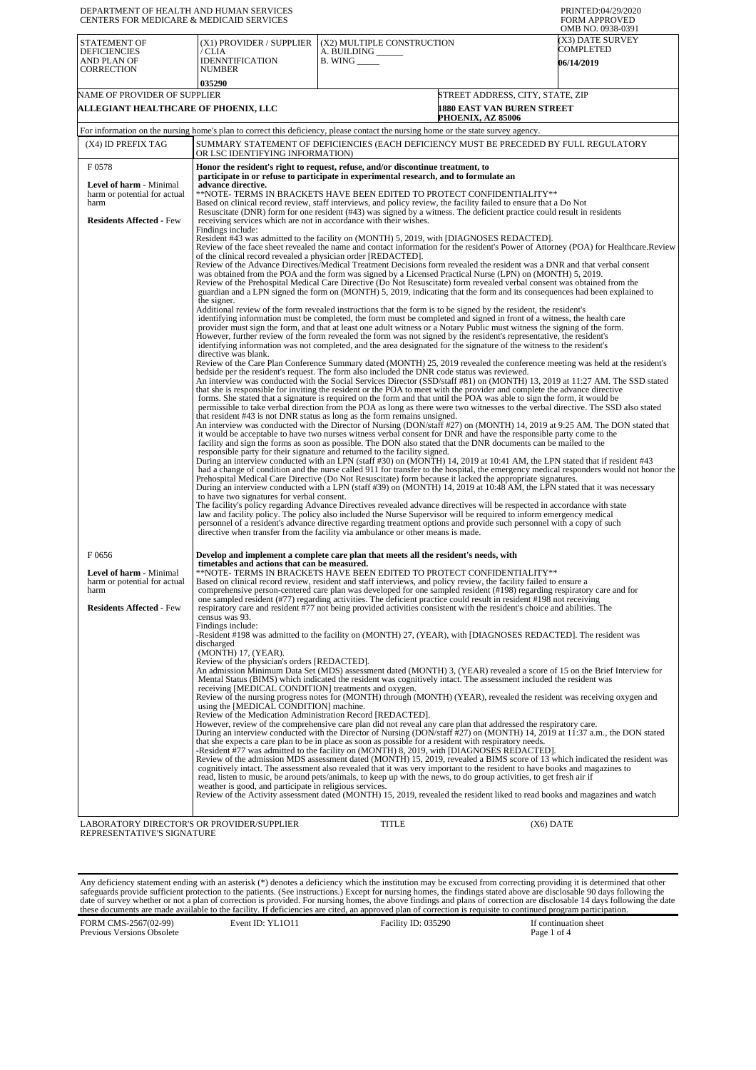DEPARTMENT OF HEALTH AND HUMAN SERVICES
CENTERS FOR MEDICARE & MEDICAID SERVICES

PRINTED:04/29/2020
FORM APPROVED
OMB NO. 0938-0391

| STATEMENT OF DEFICIENCIES AND PLAN OF CORRECTION | (X1) PROVIDER / SUPPLIER / CLIA IDENNTIFICATION NUMBER | (X2) MULTIPLE CONSTRUCTION A. BUILDING ______ B. WING _____ | (X3) DATE SURVEY COMPLETED |
|---|---|---|---|
| | 035290 | | 06/14/2019 |

| NAME OF PROVIDER OF SUPPLIER | STREET ADDRESS, CITY, STATE, ZIP |
|---|---|
| ALLEGIANT HEALTHCARE OF PHOENIX, LLC | 1880 EAST VAN BUREN STREET PHOENIX, AZ 85006 |

For information on the nursing home's plan to correct this deficiency, please contact the nursing home or the state survey agency.

| (X4) ID PREFIX TAG | SUMMARY STATEMENT OF DEFICIENCIES (EACH DEFICIENCY MUST BE PRECEDED BY FULL REGULATORY OR LSC IDENTIFYING INFORMATION) |
|---|---|
| F 0578<br><br>**Level of harm** - Minimal harm or potential for actual harm<br><br>**Residents Affected** - Few | **Honor the resident's right to request, refuse, and/or discontinue treatment, to participate in or refuse to participate in experimental research, and to formulate an advance directive.**<br>**NOTE- TERMS IN BRACKETS HAVE BEEN EDITED TO PROTECT CONFIDENTIALITY**<br>Based on clinical record review, staff interviews, and policy review, the facility failed to ensure that a Do Not Resuscitate (DNR) form for one resident (#43) was signed by a witness. The deficient practice could result in residents receiving services which are not in accordance with their wishes.<br>Findings include:<br>Resident #43 was admitted to the facility on (MONTH) 5, 2019, with [DIAGNOSES REDACTED].<br>Review of the face sheet revealed the name and contact information for the resident's Power of Attorney (POA) for Healthcare.Review of the clinical record revealed a physician order [REDACTED].<br>Review of the Advance Directives/Medical Treatment Decisions form revealed the resident was a DNR and that verbal consent was obtained from the POA and the form was signed by a Licensed Practical Nurse (LPN) on (MONTH) 5, 2019.<br>Review of the Prehospital Medical Care Directive (Do Not Resuscitate) form revealed verbal consent was obtained from the guardian and a LPN signed the form on (MONTH) 5, 2019, indicating that the form and its consequences had been explained to the signer.<br>Additional review of the form revealed instructions that the form is to be signed by the resident, the resident's identifying information must be completed, the form must be completed and signed in front of a witness, the health care provider must sign the form, and that at least one adult witness or a Notary Public must witness the signing of the form.<br>However, further review of the form revealed the form was not signed by the resident's representative, the resident's identifying information was not completed, and the area designated for the signature of the witness to the resident's directive was blank.<br>Review of the Care Plan Conference Summary dated (MONTH) 25, 2019 revealed the conference meeting was held at the resident's bedside per the resident's request. The form also included the DNR code status was reviewed.<br>An interview was conducted with the Social Services Director (SSD/staff #81) on (MONTH) 13, 2019 at 11:27 AM. The SSD stated that she is responsible for inviting the resident or the POA to meet with the provider and complete the advance directive forms. She stated that a signature is required on the form and that until the POA was able to sign the form, it would be permissible to take verbal direction from the POA as long as there were two witnesses to the verbal directive. The SSD also stated that resident #43 is not DNR status as long as the form remains unsigned.<br>An interview was conducted with the Director of Nursing (DON/staff #27) on (MONTH) 14, 2019 at 9:25 AM. The DON stated that it would be acceptable to have two nurses witness verbal consent for DNR and have the responsible party come to the facility and sign the forms as soon as possible. The DON also stated that the DNR documents can be mailed to the responsible party for their signature and returned to the facility signed.<br>During an interview conducted with an LPN (staff #30) on (MONTH) 14, 2019 at 10:41 AM, the LPN stated that if resident #43 had a change of condition and the nurse called 911 for transfer to the hospital, the emergency medical responders would not honor the Prehospital Medical Care Directive (Do Not Resuscitate) form because it lacked the appropriate signatures.<br>During an interview conducted with a LPN (staff #39) on (MONTH) 14, 2019 at 10:48 AM, the LPN stated that it was necessary to have two signatures for verbal consent.<br>The facility's policy regarding Advance Directives revealed advance directives will be respected in accordance with state law and facility policy. The policy also included the Nurse Supervisor will be required to inform emergency medical personnel of a resident's advance directive regarding treatment options and provide such personnel with a copy of such directive when transfer from the facility via ambulance or other means is made. |
| F 0656<br><br>**Level of harm** - Minimal harm or potential for actual harm<br><br>**Residents Affected** - Few | **Develop and implement a complete care plan that meets all the resident's needs, with timetables and actions that can be measured.**<br>**NOTE- TERMS IN BRACKETS HAVE BEEN EDITED TO PROTECT CONFIDENTIALITY**<br>Based on clinical record review, resident and staff interviews, and policy review, the facility failed to ensure a comprehensive person-centered care plan was developed for one sampled resident (#198) regarding respiratory care and for one sampled resident (#77) regarding activities. The deficient practice could result in resident #198 not receiving respiratory care and resident #77 not being provided activities consistent with the resident's choice and abilities. The census was 93.<br>Findings include:<br>-Resident #198 was admitted to the facility on (MONTH) 27, (YEAR), with [DIAGNOSES REDACTED]. The resident was discharged (MONTH) 17, (YEAR).<br>Review of the physician's orders [REDACTED].<br>An admission Minimum Data Set (MDS) assessment dated (MONTH) 3, (YEAR) revealed a score of 15 on the Brief Interview for Mental Status (BIMS) which indicated the resident was cognitively intact. The assessment included the resident was receiving [MEDICAL CONDITION] treatments and oxygen.<br>Review of the nursing progress notes for (MONTH) through (MONTH) (YEAR), revealed the resident was receiving oxygen and using the [MEDICAL CONDITION] machine.<br>Review of the Medication Administration Record [REDACTED].<br>However, review of the comprehensive care plan did not reveal any care plan that addressed the respiratory care.<br>During an interview conducted with the Director of Nursing (DON/staff #27) on (MONTH) 14, 2019 at 11:37 a.m., the DON stated that she expects a care plan to be in place as soon as possible for a resident with respiratory needs.<br>-Resident #77 was admitted to the facility on (MONTH) 8, 2019, with [DIAGNOSES REDACTED].<br>Review of the admission MDS assessment dated (MONTH) 15, 2019, revealed a BIMS score of 13 which indicated the resident was cognitively intact. The assessment also revealed that it was very important to the resident to have books and magazines to read, listen to music, be around pets/animals, to keep up with the news, to do group activities, to get fresh air if weather is good, and participate in religious services.<br>Review of the Activity assessment dated (MONTH) 15, 2019, revealed the resident liked to read books and magazines and watch |

LABORATORY DIRECTOR'S OR PROVIDER/SUPPLIER REPRESENTATIVE'S SIGNATURE | TITLE | (X6) DATE

Any deficiency statement ending with an asterisk (*) denotes a deficiency which the institution may be excused from correcting providing it is determined that other safeguards provide sufficient protection to the patients. (See instructions.) Except for nursing homes, the findings stated above are disclosable 90 days following the date of survey whether or not a plan of correction is provided. For nursing homes, the above findings and plans of correction are disclosable 14 days following the date these documents are made available to the facility. If deficiencies are cited, an approved plan of correction is requisite to continued program participation.

FORM CMS-2567(02-99) Previous Versions Obsolete | Event ID: YL1O11 | Facility ID: 035290 | If continuation sheet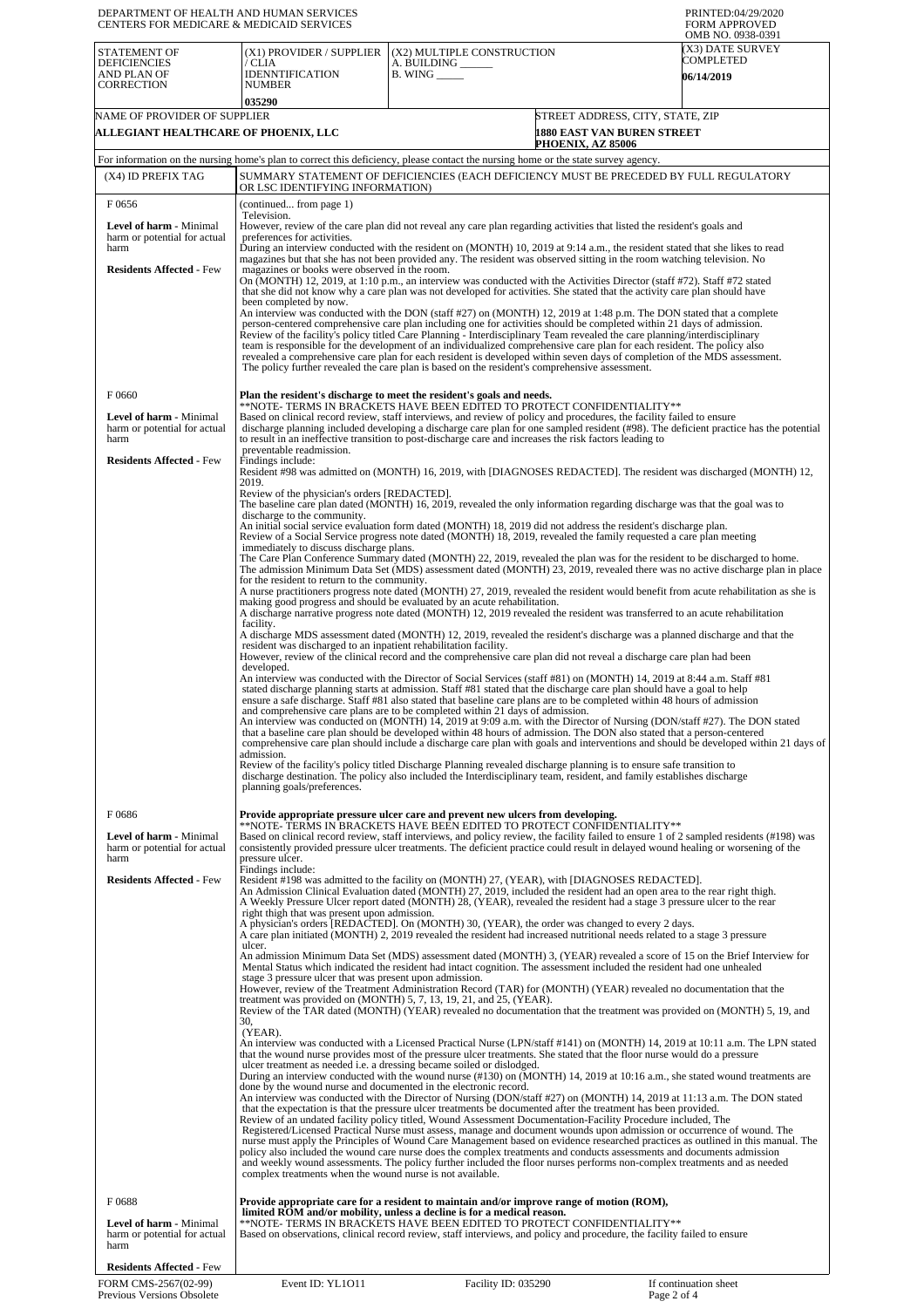DEPARTMENT OF HEALTH AND HUMAN SERVICES
CENTERS FOR MEDICARE & MEDICAID SERVICES

PRINTED:04/29/2020
FORM APPROVED
OMB NO. 0938-0391

| STATEMENT OF DEFICIENCIES AND PLAN OF CORRECTION | (X1) PROVIDER / SUPPLIER / CLIA IDENNTIFICATION NUMBER | (X2) MULTIPLE CONSTRUCTION A. BUILDING ______ B. WING _____ | (X3) DATE SURVEY COMPLETED |
|---|---|---|---|
| | 035290 | | 06/14/2019 |

| NAME OF PROVIDER OF SUPPLIER | STREET ADDRESS, CITY, STATE, ZIP |
|---|---|
| ALLEGIANT HEALTHCARE OF PHOENIX, LLC | 1880 EAST VAN BUREN STREET PHOENIX, AZ 85006 |

For information on the nursing home's plan to correct this deficiency, please contact the nursing home or the state survey agency.

| (X4) ID PREFIX TAG | SUMMARY STATEMENT OF DEFICIENCIES (EACH DEFICIENCY MUST BE PRECEDED BY FULL REGULATORY OR LSC IDENTIFYING INFORMATION) |
|---|---|
| F 0656<br><br>**Level of harm** - Minimal harm or potential for actual harm<br><br>**Residents Affected** - Few | (continued... from page 1)<br>Television.<br>However, review of the care plan did not reveal any care plan regarding activities that listed the resident's goals and preferences for activities.<br>During an interview conducted with the resident on (MONTH) 10, 2019 at 9:14 a.m., the resident stated that she likes to read magazines but that she has not been provided any. The resident was observed sitting in the room watching television. No magazines or books were observed in the room.<br>On (MONTH) 12, 2019, at 1:10 p.m., an interview was conducted with the Activities Director (staff #72). Staff #72 stated that she did not know why a care plan was not developed for activities. She stated that the activity care plan should have been completed by now.<br>An interview was conducted with the DON (staff #27) on (MONTH) 12, 2019 at 1:48 p.m. The DON stated that a complete person-centered comprehensive care plan including one for activities should be completed within 21 days of admission.<br>Review of the facility's policy titled Care Planning - Interdisciplinary Team revealed the care planning/interdisciplinary team is responsible for the development of an individualized comprehensive care plan for each resident. The policy also revealed a comprehensive care plan for each resident is developed within seven days of completion of the MDS assessment. The policy further revealed the care plan is based on the resident's comprehensive assessment. |
| F 0660<br><br>**Level of harm** - Minimal harm or potential for actual harm<br><br>**Residents Affected** - Few | **Plan the resident's discharge to meet the resident's goals and needs.**<br>**NOTE- TERMS IN BRACKETS HAVE BEEN EDITED TO PROTECT CONFIDENTIALITY**<br>Based on clinical record review, staff interviews, and review of policy and procedures, the facility failed to ensure discharge planning included developing a discharge care plan for one sampled resident (#98). The deficient practice has the potential to result in an ineffective transition to post-discharge care and increases the risk factors leading to preventable readmission.<br>Findings include:<br>Resident #98 was admitted on (MONTH) 16, 2019, with [DIAGNOSES REDACTED]. The resident was discharged (MONTH) 12, 2019.<br>Review of the physician's orders [REDACTED].<br>The baseline care plan dated (MONTH) 16, 2019, revealed the only information regarding discharge was that the goal was to discharge to the community.<br>An initial social service evaluation form dated (MONTH) 18, 2019 did not address the resident's discharge plan.<br>Review of a Social Service progress note dated (MONTH) 18, 2019, revealed the family requested a care plan meeting immediately to discuss discharge plans.<br>The Care Plan Conference Summary dated (MONTH) 22, 2019, revealed the plan was for the resident to be discharged to home.<br>The admission Minimum Data Set (MDS) assessment dated (MONTH) 23, 2019, revealed there was no active discharge plan in place for the resident to return to the community.<br>A nurse practitioners progress note dated (MONTH) 27, 2019, revealed the resident would benefit from acute rehabilitation as she is making good progress and should be evaluated by an acute rehabilitation.<br>A discharge narrative progress note dated (MONTH) 12, 2019 revealed the resident was transferred to an acute rehabilitation facility.<br>A discharge MDS assessment dated (MONTH) 12, 2019, revealed the resident's discharge was a planned discharge and that the resident was discharged to an inpatient rehabilitation facility.<br>However, review of the clinical record and the comprehensive care plan did not reveal a discharge care plan had been developed.<br>An interview was conducted with the Director of Social Services (staff #81) on (MONTH) 14, 2019 at 8:44 a.m. Staff #81 stated discharge planning starts at admission. Staff #81 stated that the discharge care plan should have a goal to help ensure a safe discharge. Staff #81 also stated that baseline care plans are to be completed within 48 hours of admission and comprehensive care plans are to be completed within 21 days of admission.<br>An interview was conducted on (MONTH) 14, 2019 at 9:09 a.m. with the Director of Nursing (DON/staff #27). The DON stated that a baseline care plan should be developed within 48 hours of admission. The DON also stated that a person-centered comprehensive care plan should include a discharge care plan with goals and interventions and should be developed within 21 days of admission.<br>Review of the facility's policy titled Discharge Planning revealed discharge planning is to ensure safe transition to discharge destination. The policy also included the Interdisciplinary team, resident, and family establishes discharge planning goals/preferences. |
| F 0686<br><br>**Level of harm** - Minimal harm or potential for actual harm<br><br>**Residents Affected** - Few | **Provide appropriate pressure ulcer care and prevent new ulcers from developing.**<br>**NOTE- TERMS IN BRACKETS HAVE BEEN EDITED TO PROTECT CONFIDENTIALITY**<br>Based on clinical record review, staff interviews, and policy review, the facility failed to ensure 1 of 2 sampled residents (#198) was consistently provided pressure ulcer treatments. The deficient practice could result in delayed wound healing or worsening of the pressure ulcer.<br>Findings include:<br>Resident #198 was admitted to the facility on (MONTH) 27, (YEAR), with [DIAGNOSES REDACTED].<br>An Admission Clinical Evaluation dated (MONTH) 27, 2019, included the resident had an open area to the rear right thigh.<br>A Weekly Pressure Ulcer report dated (MONTH) 28, (YEAR), revealed the resident had a stage 3 pressure ulcer to the rear right thigh that was present upon admission.<br>A physician's orders [REDACTED]. On (MONTH) 30, (YEAR), the order was changed to every 2 days.<br>A care plan initiated (MONTH) 2, 2019 revealed the resident had increased nutritional needs related to a stage 3 pressure ulcer.<br>An admission Minimum Data Set (MDS) assessment dated (MONTH) 3, (YEAR) revealed a score of 15 on the Brief Interview for Mental Status which indicated the resident had intact cognition. The assessment included the resident had one unhealed stage 3 pressure ulcer that was present upon admission.<br>However, review of the Treatment Administration Record (TAR) for (MONTH) (YEAR) revealed no documentation that the treatment was provided on (MONTH) 5, 7, 13, 19, 21, and 25, (YEAR).<br>Review of the TAR dated (MONTH) (YEAR) revealed no documentation that the treatment was provided on (MONTH) 5, 19, and 30,<br>(YEAR).<br>An interview was conducted with a Licensed Practical Nurse (LPN/staff #141) on (MONTH) 14, 2019 at 10:11 a.m. The LPN stated that the wound nurse provides most of the pressure ulcer treatments. She stated that the floor nurse would do a pressure ulcer treatment as needed i.e. a dressing became soiled or dislodged.<br>During an interview conducted with the wound nurse (#130) on (MONTH) 14, 2019 at 10:16 a.m., she stated wound treatments are done by the wound nurse and documented in the electronic record.<br>An interview was conducted with the Director of Nursing (DON/staff #27) on (MONTH) 14, 2019 at 11:13 a.m. The DON stated that the expectation is that the pressure ulcer treatments be documented after the treatment has been provided.<br>Review of an undated facility policy titled, Wound Assessment Documentation-Facility Procedure included, The Registered/Licensed Practical Nurse must assess, manage and document wounds upon admission or occurrence of wound. The nurse must apply the Principles of Wound Care Management based on evidence researched practices as outlined in this manual. The policy also included the wound care nurse does the complex treatments and conducts assessments and documents admission and weekly wound assessments. The policy further included the floor nurses performs non-complex treatments and as needed complex treatments when the wound nurse is not available. |
| F 0688<br><br>**Level of harm** - Minimal harm or potential for actual harm<br><br>**Residents Affected** - Few | **Provide appropriate care for a resident to maintain and/or improve range of motion (ROM), limited ROM and/or mobility, unless a decline is for a medical reason.**<br>**NOTE- TERMS IN BRACKETS HAVE BEEN EDITED TO PROTECT CONFIDENTIALITY**<br>Based on observations, clinical record review, staff interviews, and policy and procedure, the facility failed to ensure |

FORM CMS-2567(02-99) Previous Versions Obsolete | Event ID: YL1O11 | Facility ID: 035290 | If continuation sheet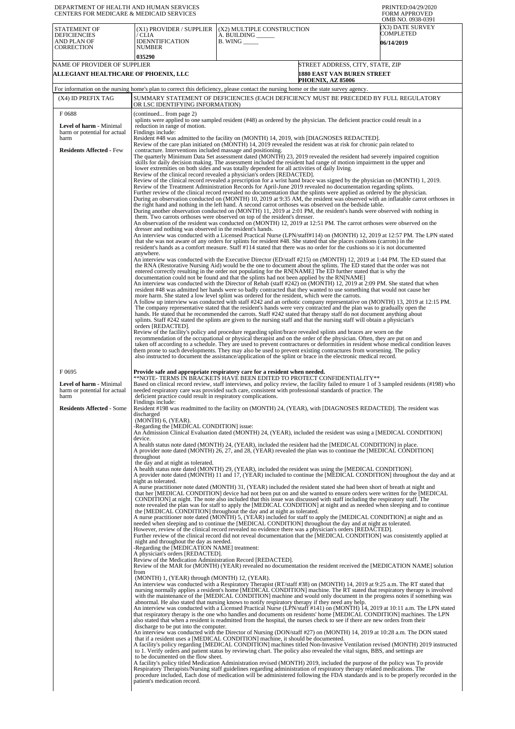DEPARTMENT OF HEALTH AND HUMAN SERVICES
CENTERS FOR MEDICARE & MEDICAID SERVICES

PRINTED:04/29/2020
FORM APPROVED
OMB NO. 0938-0391

| STATEMENT OF DEFICIENCIES AND PLAN OF CORRECTION | (X1) PROVIDER / SUPPLIER / CLIA IDENNTIFICATION NUMBER | (X2) MULTIPLE CONSTRUCTION A. BUILDING ______ B. WING _____ | (X3) DATE SURVEY COMPLETED |
|---|---|---|---|
| | 035290 | | 06/14/2019 |

| NAME OF PROVIDER OF SUPPLIER | STREET ADDRESS, CITY, STATE, ZIP |
|---|---|
| ALLEGIANT HEALTHCARE OF PHOENIX, LLC | 1880 EAST VAN BUREN STREET PHOENIX, AZ 85006 |

For information on the nursing home's plan to correct this deficiency, please contact the nursing home or the state survey agency.

| (X4) ID PREFIX TAG | SUMMARY STATEMENT OF DEFICIENCIES (EACH DEFICIENCY MUST BE PRECEDED BY FULL REGULATORY OR LSC IDENTIFYING INFORMATION) |
|---|---|
| F 0688<br><br>**Level of harm** - Minimal harm or potential for actual harm<br><br>**Residents Affected** - Few | (continued... from page 2)<br>splints were applied to one sampled resident (#48) as ordered by the physician. The deficient practice could result in a reduction in range of motion.<br>Findings include:<br>Resident #48 was admitted to the facility on (MONTH) 14, 2019, with [DIAGNOSES REDACTED].<br>Review of the care plan initiated on (MONTH) 14, 2019 revealed the resident was at risk for chronic pain related to contracture. Interventions included massage and positioning.<br>The quarterly Minimum Data Set assessment dated (MONTH) 23, 2019 revealed the resident had severely impaired cognition skills for daily decision making. The assessment included the resident had range of motion impairment in the upper and lower extremities on both sides and was totally dependent for all activities of daily living.<br>Review of the clinical record revealed a physician's orders [REDACTED].<br>Review of the clinical record revealed a prescription for a wrist hand brace was signed by the physician on (MONTH) 1, 2019.<br>Review of the Treatment Administration Records for April-June 2019 revealed no documentation regarding splints.<br>Further review of the clinical record revealed no documentation that the splints were applied as ordered by the physician.<br>During an observation conducted on (MONTH) 10, 2019 at 9:35 AM, the resident was observed with an inflatable carrot orthoses in the right hand and nothing in the left hand. A second carrot orthoses was observed on the bedside table.<br>During another observation conducted on (MONTH) 11, 2019 at 2:01 PM, the resident's hands were observed with nothing in them. Two carrots orthoses were observed on top of the resident's dresser.<br>An observation of the resident was conducted on (MONTH) 12, 2019 at 12:51 PM. The carrot orthoses were observed on the dresser and nothing was observed in the resident's hands.<br>An interview was conducted with a Licensed Practical Nurse (LPN/staff#114) on (MONTH) 12, 2019 at 12:57 PM. The LPN stated that she was not aware of any orders for splints for resident #48. She stated that she places cushions (carrots) in the resident's hands as a comfort measure. Staff #114 stated that there was no order for the cushions so it is not documented anywhere.<br>An interview was conducted with the Executive Director (ED/staff #215) on (MONTH) 12, 2019 at 1:44 PM. The ED stated that the RNA (Restorative Nursing Aid) would be the one to document about the splints. The ED stated that the order was not entered correctly resulting in the order not populating for the RN[NAME] The ED further stated that is why the documentation could not be found and that the splints had not been applied by the RN[NAME]<br>An interview was conducted with the Director of Rehab (staff #242) on (MONTH) 12, 2019 at 2:09 PM. She stated that when resident #48 was admitted her hands were so badly contracted that they wanted to use something that would not cause her more harm. She stated a low level splint was ordered for the resident, which were the carrots.<br>A follow up interview was conducted with staff #242 and an orthotic company representative on (MONTH) 13, 2019 at 12:15 PM. The company representative stated that the resident's hands were very contracted and the plan was to gradually open the hands. He stated that he recommended the carrots. Staff #242 stated that therapy staff do not document anything about splints. Staff #242 stated the splints are given to the nursing staff and that the nursing staff will obtain a physician's orders [REDACTED].<br>Review of the facility's policy and procedure regarding splint/brace revealed splints and braces are worn on the recommendation of the occupational or physical therapist and on the order of the physician. Often, they are put on and taken off according to a schedule. They are used to prevent contractures or deformities in resident whose medical condition leaves them prone to such developments. They may also be used to prevent existing contractures from worsening. The policy also instructed to document the assistance/application of the splint or brace in the electronic medical record. |
| F 0695<br><br>**Level of harm** - Minimal harm or potential for actual harm<br><br>**Residents Affected** - Some | **Provide safe and appropriate respiratory care for a resident when needed.**<br>**NOTE- TERMS IN BRACKETS HAVE BEEN EDITED TO PROTECT CONFIDENTIALITY**<br>Based on clinical record review, staff interviews, and policy review, the facility failed to ensure 1 of 3 sampled residents (#198) who needed respiratory care was provided such care, consistent with professional standards of practice. The deficient practice could result in respiratory complications.<br>Findings include:<br>Resident #198 was readmitted to the facility on (MONTH) 24, (YEAR), with [DIAGNOSES REDACTED]. The resident was discharged (MONTH) 6, (YEAR).<br>-Regarding the [MEDICAL CONDITION] issue:<br>An Admission Clinical Evaluation dated (MONTH) 24, (YEAR), included the resident was using a [MEDICAL CONDITION] device.<br>A health status note dated (MONTH) 24, (YEAR), included the resident had the [MEDICAL CONDITION] in place.<br>A provider note dated (MONTH) 26, 27, and 28, (YEAR) revealed the plan was to continue the [MEDICAL CONDITION] throughout the day and at night as tolerated.<br>A health status note dated (MONTH) 29, (YEAR), included the resident was using the [MEDICAL CONDITION].<br>A provider note dated (MONTH) 11 and 17, (YEAR) included to continue the [MEDICAL CONDITION] throughout the day and at night as tolerated.<br>A nurse practitioner note dated (MONTH) 31, (YEAR) included the resident stated she had been short of breath at night and that her [MEDICAL CONDITION] device had not been put on and she wanted to ensure orders were written for the [MEDICAL CONDITION] at night. The note also included that this issue was discussed with staff including the respiratory staff. The note revealed the plan was for staff to apply the [MEDICAL CONDITION] at night and as needed when sleeping and to continue the [MEDICAL CONDITION] throughout the day and at night as tolerated.<br>A nurse practitioner note dated (MONTH) 5, (YEAR) included for staff to apply the [MEDICAL CONDITION] at night and as needed when sleeping and to continue the [MEDICAL CONDITION] throughout the day and at night as tolerated.<br>However, review of the clinical record revealed no evidence there was a physician's orders [REDACTED].<br>Further review of the clinical record did not reveal documentation that the [MEDICAL CONDITION] was consistently applied at night and throughout the day as needed.<br>-Regarding the [MEDICATION NAME] treatment:<br>A physician's orders [REDACTED].<br>Review of the Medication Administration Record [REDACTED].<br>Review of the MAR for (MONTH) (YEAR) revealed no documentation the resident received the [MEDICATION NAME] solution from (MONTH) 1, (YEAR) through (MONTH) 12, (YEAR).<br>An interview was conducted with a Respiratory Therapist (RT/staff #38) on (MONTH) 14, 2019 at 9:25 a.m. The RT stated that nursing normally applies a resident's home [MEDICAL CONDITION] machine. The RT stated that respiratory therapy is involved with the maintenance of the [MEDICAL CONDITION] machine and would only document in the progress notes if something was abnormal. He also stated that nursing knows to notify respiratory therapy if they need any help.<br>An interview was conducted with a Licensed Practical Nurse (LPN/staff #141) on (MONTH) 14, 2019 at 10:11 a.m. The LPN stated that respiratory therapy is the one who handles and documents on residents' home [MEDICAL CONDITION] machines. The LPN also stated that when a resident is readmitted from the hospital, the nurses check to see if there are new orders from their discharge to be put into the computer.<br>An interview was conducted with the Director of Nursing (DON/staff #27) on (MONTH) 14, 2019 at 10:28 a.m. The DON stated that if a resident uses a [MEDICAL CONDITION] machine, it should be documented.<br>A facility's policy regarding [MEDICAL CONDITION] machines titled Non-Invasive Ventilation revised (MONTH) 2019 instructed to 1. Verify orders and patient status by reviewing chart. The policy also revealed the vital signs, BBS, and settings are to be documented on the flow sheet.<br>A facility's policy titled Medication Administration revised (MONTH) 2019, included the purpose of the policy was To provide Respiratory Therapists/Nursing staff guidelines regarding administration of respiratory therapy related medications. The procedure included, Each dose of medication will be administered following the FDA standards and is to be properly recorded in the patient's medication record. |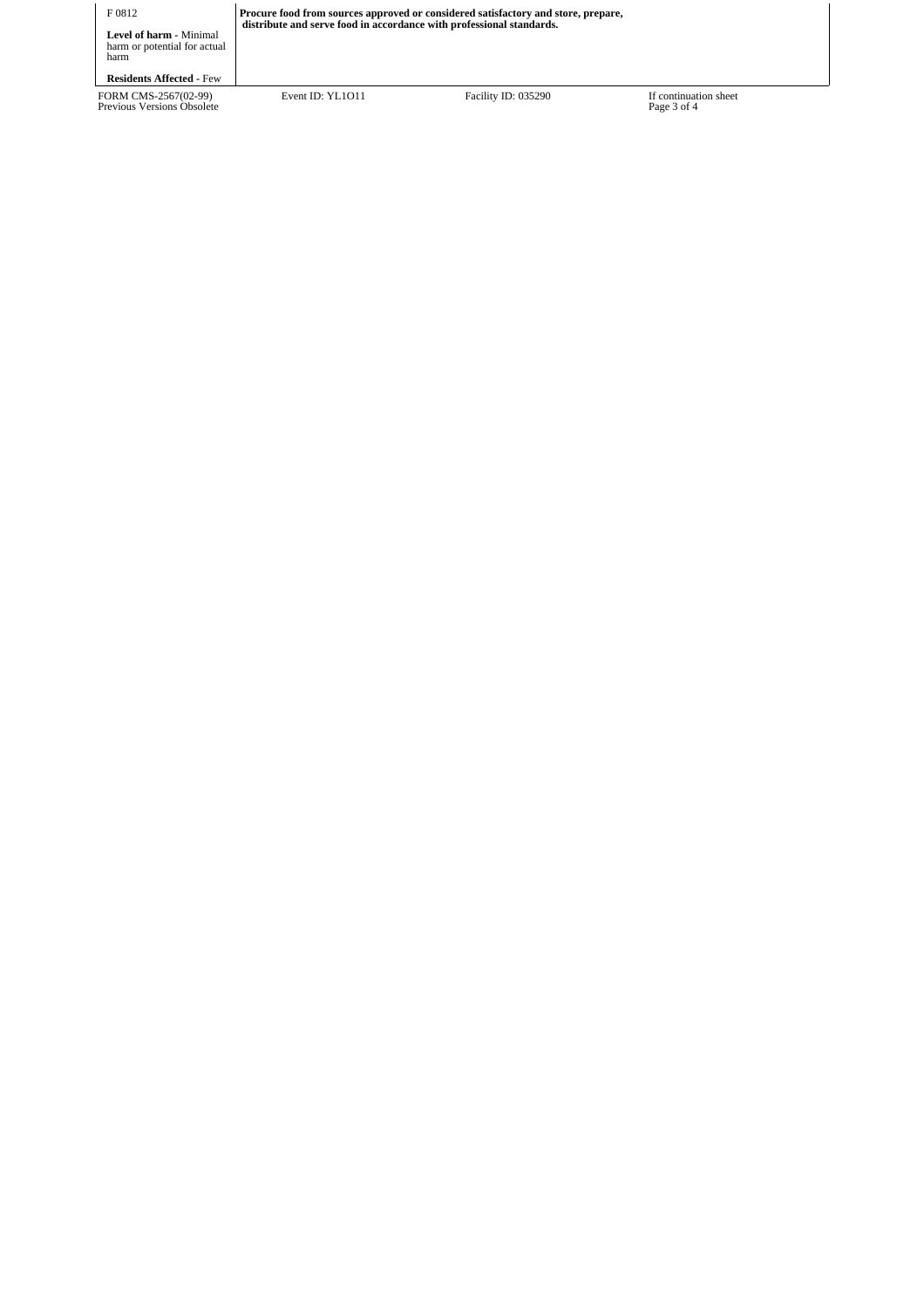| F 0812 **Level of harm** - Minimal harm or potential for actual harm **Residents Affected** - Few | **Procure food from sources approved or considered satisfactory and store, prepare, distribute and serve food in accordance with professional standards.** |
|---|---|

FORM CMS-2567(02-99) Previous Versions Obsolete | Event ID: YL1O11 | Facility ID: 035290 | If continuation sheet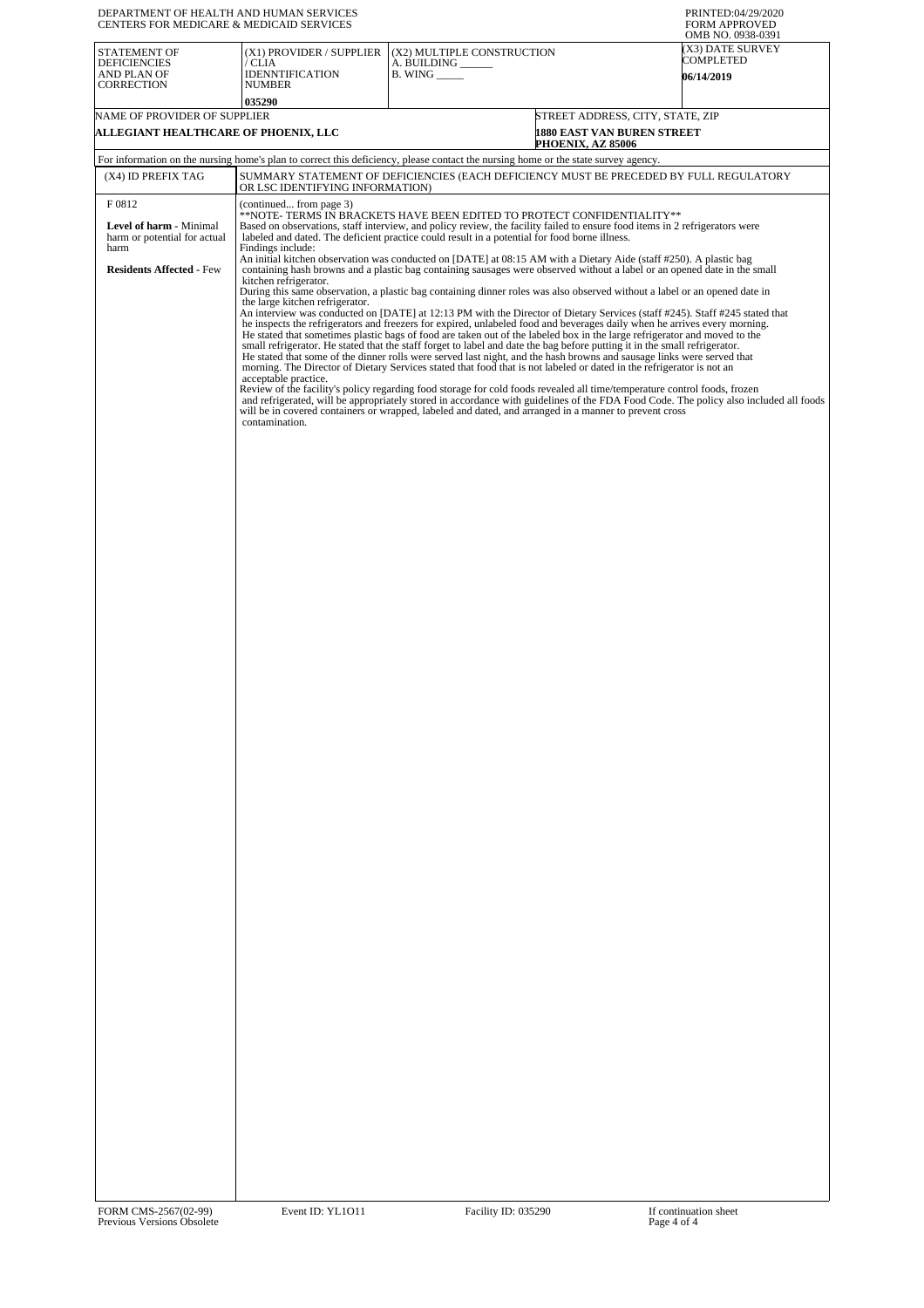DEPARTMENT OF HEALTH AND HUMAN SERVICES
CENTERS FOR MEDICARE & MEDICAID SERVICES

PRINTED:04/29/2020
FORM APPROVED
OMB NO. 0938-0391

| STATEMENT OF DEFICIENCIES AND PLAN OF CORRECTION | (X1) PROVIDER / SUPPLIER / CLIA IDENNTIFICATION NUMBER | (X2) MULTIPLE CONSTRUCTION | (X3) DATE SURVEY COMPLETED |
|---|---|---|---|
| | 035290 | A. BUILDING ______ B. WING _____ | 06/14/2019 |

| NAME OF PROVIDER OF SUPPLIER | STREET ADDRESS, CITY, STATE, ZIP |
|---|---|
| ALLEGIANT HEALTHCARE OF PHOENIX, LLC | 1880 EAST VAN BUREN STREET PHOENIX, AZ 85006 |

For information on the nursing home's plan to correct this deficiency, please contact the nursing home or the state survey agency.

| (X4) ID PREFIX TAG | SUMMARY STATEMENT OF DEFICIENCIES (EACH DEFICIENCY MUST BE PRECEDED BY FULL REGULATORY OR LSC IDENTIFYING INFORMATION) |
|---|---|
| F 0812<br><br>**Level of harm** - Minimal harm or potential for actual harm<br><br>**Residents Affected** - Few | (continued... from page 3)<br>**NOTE- TERMS IN BRACKETS HAVE BEEN EDITED TO PROTECT CONFIDENTIALITY**<br>Based on observations, staff interview, and policy review, the facility failed to ensure food items in 2 refrigerators were labeled and dated. The deficient practice could result in a potential for food borne illness.<br>Findings include:<br>An initial kitchen observation was conducted on [DATE] at 08:15 AM with a Dietary Aide (staff #250). A plastic bag containing hash browns and a plastic bag containing sausages were observed without a label or an opened date in the small kitchen refrigerator.<br>During this same observation, a plastic bag containing dinner roles was also observed without a label or an opened date in the large kitchen refrigerator.<br>An interview was conducted on [DATE] at 12:13 PM with the Director of Dietary Services (staff #245). Staff #245 stated that he inspects the refrigerators and freezers for expired, unlabeled food and beverages daily when he arrives every morning. He stated that sometimes plastic bags of food are taken out of the labeled box in the large refrigerator and moved to the small refrigerator. He stated that the staff forget to label and date the bag before putting it in the small refrigerator. He stated that some of the dinner rolls were served last night, and the hash browns and sausage links were served that morning. The Director of Dietary Services stated that food that is not labeled or dated in the refrigerator is not an acceptable practice.<br>Review of the facility's policy regarding food storage for cold foods revealed all time/temperature control foods, frozen and refrigerated, will be appropriately stored in accordance with guidelines of the FDA Food Code. The policy also included all foods will be in covered containers or wrapped, labeled and dated, and arranged in a manner to prevent cross contamination. |

FORM CMS-2567(02-99) Previous Versions Obsolete | Event ID: YL1O11 | Facility ID: 035290 | If continuation sheet